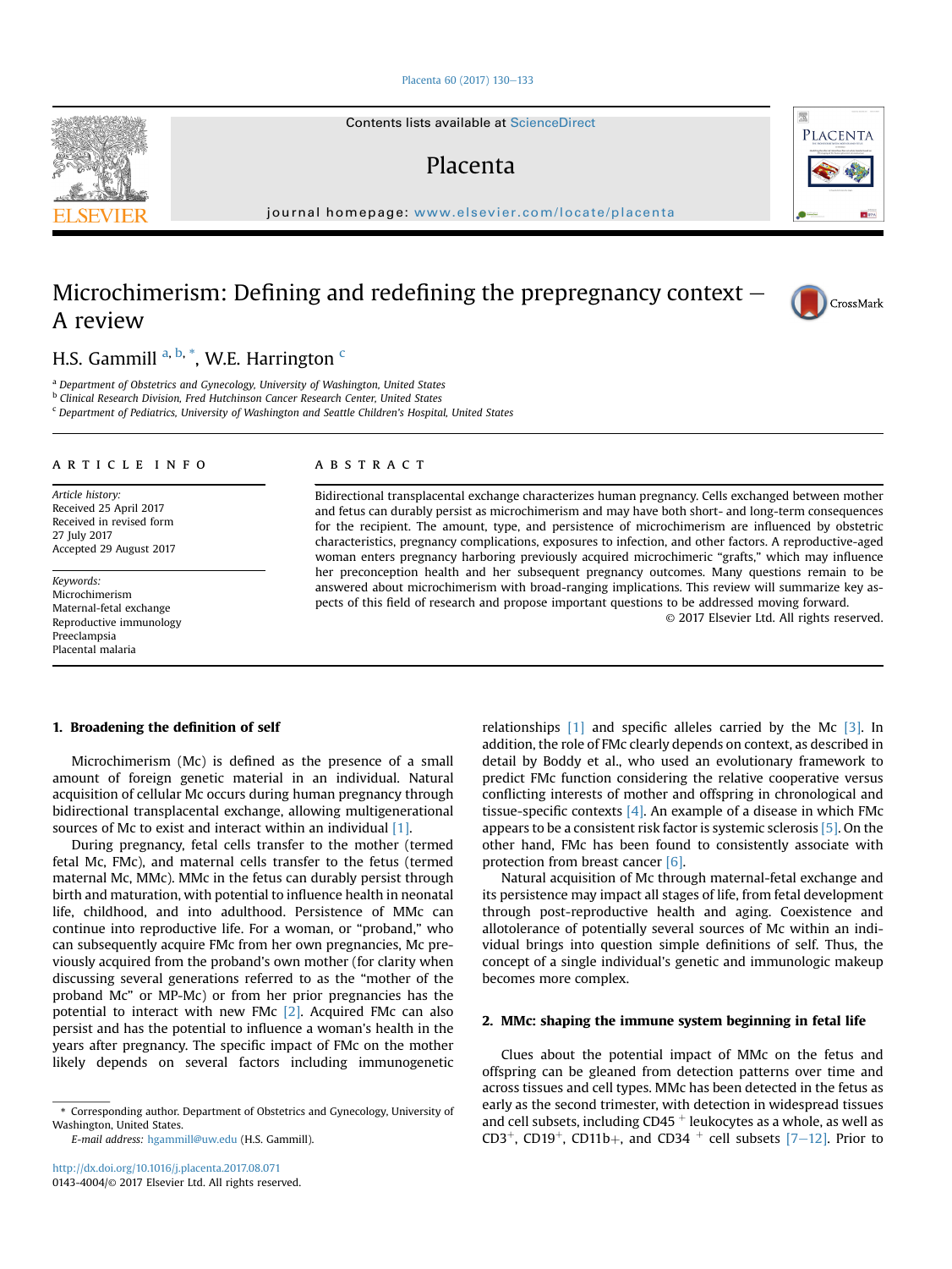# Microchimerism: Defining and redefining the prepregnancy context — A review

H.S. Gammill [a, b, *], W.E. Harrington [c]

[a] Department of Obstetrics and Gynecology, University of Washington, United States
[b] Clinical Research Division, Fred Hutchinson Cancer Research Center, United States
[c] Department of Pediatrics, University of Washington and Seattle Children's Hospital, United States

**ARTICLE INFO**

*Article history:*
Received 25 April 2017
Received in revised form
27 July 2017
Accepted 29 August 2017

*Keywords:*
Microchimerism
Maternal-fetal exchange
Reproductive immunology
Preeclampsia
Placental malaria

**ABSTRACT**

Bidirectional transplacental exchange characterizes human pregnancy. Cells exchanged between mother and fetus can durably persist as microchimerism and may have both short- and long-term consequences for the recipient. The amount, type, and persistence of microchimerism are influenced by obstetric characteristics, pregnancy complications, exposures to infection, and other factors. A reproductive-aged woman enters pregnancy harboring previously acquired microchimeric "grafts," which may influence her preconception health and her subsequent pregnancy outcomes. Many questions remain to be answered about microchimerism with broad-ranging implications. This review will summarize key aspects of this field of research and propose important questions to be addressed moving forward.

© 2017 Elsevier Ltd. All rights reserved.

## 1. Broadening the definition of self

Microchimerism (Mc) is defined as the presence of a small amount of foreign genetic material in an individual. Natural acquisition of cellular Mc occurs during human pregnancy through bidirectional transplacental exchange, allowing multigenerational sources of Mc to exist and interact within an individual [1].

During pregnancy, fetal cells transfer to the mother (termed fetal Mc, FMc), and maternal cells transfer to the fetus (termed maternal Mc, MMc). MMc in the fetus can durably persist through birth and maturation, with potential to influence health in neonatal life, childhood, and into adulthood. Persistence of MMc can continue into reproductive life. For a woman, or "proband," who can subsequently acquire FMc from her own pregnancies, Mc previously acquired from the proband's own mother (for clarity when discussing several generations referred to as the "mother of the proband Mc" or MP-Mc) or from her prior pregnancies has the potential to interact with new FMc [2]. Acquired FMc can also persist and has the potential to influence a woman's health in the years after pregnancy. The specific impact of FMc on the mother likely depends on several factors including immunogenetic relationships [1] and specific alleles carried by the Mc [3]. In addition, the role of FMc clearly depends on context, as described in detail by Boddy et al., who used an evolutionary framework to predict FMc function considering the relative cooperative versus conflicting interests of mother and offspring in chronological and tissue-specific contexts [4]. An example of a disease in which FMc appears to be a consistent risk factor is systemic sclerosis [5]. On the other hand, FMc has been found to consistently associate with protection from breast cancer [6].

Natural acquisition of Mc through maternal-fetal exchange and its persistence may impact all stages of life, from fetal development through post-reproductive health and aging. Coexistence and allotolerance of potentially several sources of Mc within an individual brings into question simple definitions of self. Thus, the concept of a single individual's genetic and immunologic makeup becomes more complex.

## 2. MMc: shaping the immune system beginning in fetal life

Clues about the potential impact of MMc on the fetus and offspring can be gleaned from detection patterns over time and across tissues and cell types. MMc has been detected in the fetus as early as the second trimester, with detection in widespread tissues and cell subsets, including CD45$^{+}$ leukocytes as a whole, as well as CD3$^{+}$, CD19$^{+}$, CD11b+, and CD34$^{+}$ cell subsets [7–12]. Prior to

* Corresponding author. Department of Obstetrics and Gynecology, University of Washington, United States.
E-mail address: hgammill@uw.edu (H.S. Gammill).

http://dx.doi.org/10.1016/j.placenta.2017.08.071
0143-4004/© 2017 Elsevier Ltd. All rights reserved.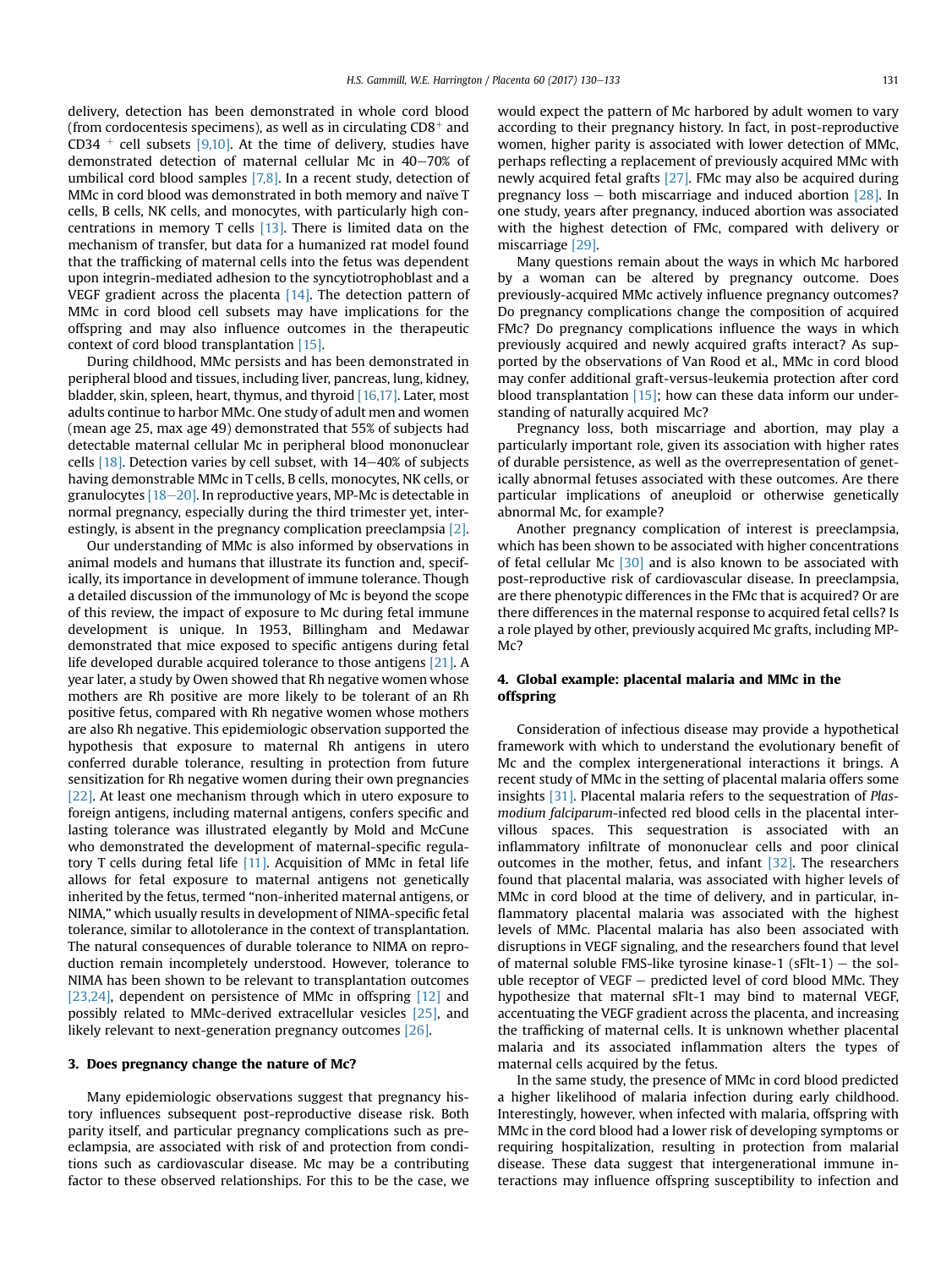delivery, detection has been demonstrated in whole cord blood (from cordocentesis specimens), as well as in circulating $CD8^+$ and $CD34^+$ cell subsets [9,10]. At the time of delivery, studies have demonstrated detection of maternal cellular Mc in 40–70% of umbilical cord blood samples [7,8]. In a recent study, detection of MMc in cord blood was demonstrated in both memory and naïve T cells, B cells, NK cells, and monocytes, with particularly high concentrations in memory T cells [13]. There is limited data on the mechanism of transfer, but data for a humanized rat model found that the trafficking of maternal cells into the fetus was dependent upon integrin-mediated adhesion to the syncytiotrophoblast and a VEGF gradient across the placenta [14]. The detection pattern of MMc in cord blood cell subsets may have implications for the offspring and may also influence outcomes in the therapeutic context of cord blood transplantation [15].

During childhood, MMc persists and has been demonstrated in peripheral blood and tissues, including liver, pancreas, lung, kidney, bladder, skin, spleen, heart, thymus, and thyroid [16,17]. Later, most adults continue to harbor MMc. One study of adult men and women (mean age 25, max age 49) demonstrated that 55% of subjects had detectable maternal cellular Mc in peripheral blood mononuclear cells [18]. Detection varies by cell subset, with 14–40% of subjects having demonstrable MMc in T cells, B cells, monocytes, NK cells, or granulocytes [18–20]. In reproductive years, MP-Mc is detectable in normal pregnancy, especially during the third trimester yet, interestingly, is absent in the pregnancy complication preeclampsia [2].

Our understanding of MMc is also informed by observations in animal models and humans that illustrate its function and, specifically, its importance in development of immune tolerance. Though a detailed discussion of the immunology of Mc is beyond the scope of this review, the impact of exposure to Mc during fetal immune development is unique. In 1953, Billingham and Medawar demonstrated that mice exposed to specific antigens during fetal life developed durable acquired tolerance to those antigens [21]. A year later, a study by Owen showed that Rh negative women whose mothers are Rh positive are more likely to be tolerant of an Rh positive fetus, compared with Rh negative women whose mothers are also Rh negative. This epidemiologic observation supported the hypothesis that exposure to maternal Rh antigens in utero conferred durable tolerance, resulting in protection from future sensitization for Rh negative women during their own pregnancies [22]. At least one mechanism through which in utero exposure to foreign antigens, including maternal antigens, confers specific and lasting tolerance was illustrated elegantly by Mold and McCune who demonstrated the development of maternal-specific regulatory T cells during fetal life [11]. Acquisition of MMc in fetal life allows for fetal exposure to maternal antigens not genetically inherited by the fetus, termed "non-inherited maternal antigens, or NIMA," which usually results in development of NIMA-specific fetal tolerance, similar to allotolerance in the context of transplantation. The natural consequences of durable tolerance to NIMA on reproduction remain incompletely understood. However, tolerance to NIMA has been shown to be relevant to transplantation outcomes [23,24], dependent on persistence of MMc in offspring [12] and possibly related to MMc-derived extracellular vesicles [25], and likely relevant to next-generation pregnancy outcomes [26].

## 3. Does pregnancy change the nature of Mc?

Many epidemiologic observations suggest that pregnancy history influences subsequent post-reproductive disease risk. Both parity itself, and particular pregnancy complications such as preeclampsia, are associated with risk of and protection from conditions such as cardiovascular disease. Mc may be a contributing factor to these observed relationships. For this to be the case, we would expect the pattern of Mc harbored by adult women to vary according to their pregnancy history. In fact, in post-reproductive women, higher parity is associated with lower detection of MMc, perhaps reflecting a replacement of previously acquired MMc with newly acquired fetal grafts [27]. FMc may also be acquired during pregnancy loss – both miscarriage and induced abortion [28]. In one study, years after pregnancy, induced abortion was associated with the highest detection of FMc, compared with delivery or miscarriage [29].

Many questions remain about the ways in which Mc harbored by a woman can be altered by pregnancy outcome. Does previously-acquired MMc actively influence pregnancy outcomes? Do pregnancy complications change the composition of acquired FMc? Do pregnancy complications influence the ways in which previously acquired and newly acquired grafts interact? As supported by the observations of Van Rood et al., MMc in cord blood may confer additional graft-versus-leukemia protection after cord blood transplantation [15]; how can these data inform our understanding of naturally acquired Mc?

Pregnancy loss, both miscarriage and abortion, may play a particularly important role, given its association with higher rates of durable persistence, as well as the overrepresentation of genetically abnormal fetuses associated with these outcomes. Are there particular implications of aneuploid or otherwise genetically abnormal Mc, for example?

Another pregnancy complication of interest is preeclampsia, which has been shown to be associated with higher concentrations of fetal cellular Mc [30] and is also known to be associated with post-reproductive risk of cardiovascular disease. In preeclampsia, are there phenotypic differences in the FMc that is acquired? Or are there differences in the maternal response to acquired fetal cells? Is a role played by other, previously acquired Mc grafts, including MP-Mc?

## 4. Global example: placental malaria and MMc in the offspring

Consideration of infectious disease may provide a hypothetical framework with which to understand the evolutionary benefit of Mc and the complex intergenerational interactions it brings. A recent study of MMc in the setting of placental malaria offers some insights [31]. Placental malaria refers to the sequestration of *Plasmodium falciparum*-infected red blood cells in the placental intervillous spaces. This sequestration is associated with an inflammatory infiltrate of mononuclear cells and poor clinical outcomes in the mother, fetus, and infant [32]. The researchers found that placental malaria, was associated with higher levels of MMc in cord blood at the time of delivery, and in particular, inflammatory placental malaria was associated with the highest levels of MMc. Placental malaria has also been associated with disruptions in VEGF signaling, and the researchers found that level of maternal soluble FMS-like tyrosine kinase-1 (sFlt-1) – the soluble receptor of VEGF – predicted level of cord blood MMc. They hypothesize that maternal sFlt-1 may bind to maternal VEGF, accentuating the VEGF gradient across the placenta, and increasing the trafficking of maternal cells. It is unknown whether placental malaria and its associated inflammation alters the types of maternal cells acquired by the fetus.

In the same study, the presence of MMc in cord blood predicted a higher likelihood of malaria infection during early childhood. Interestingly, however, when infected with malaria, offspring with MMc in the cord blood had a lower risk of developing symptoms or requiring hospitalization, resulting in protection from malarial disease. These data suggest that intergenerational immune interactions may influence offspring susceptibility to infection and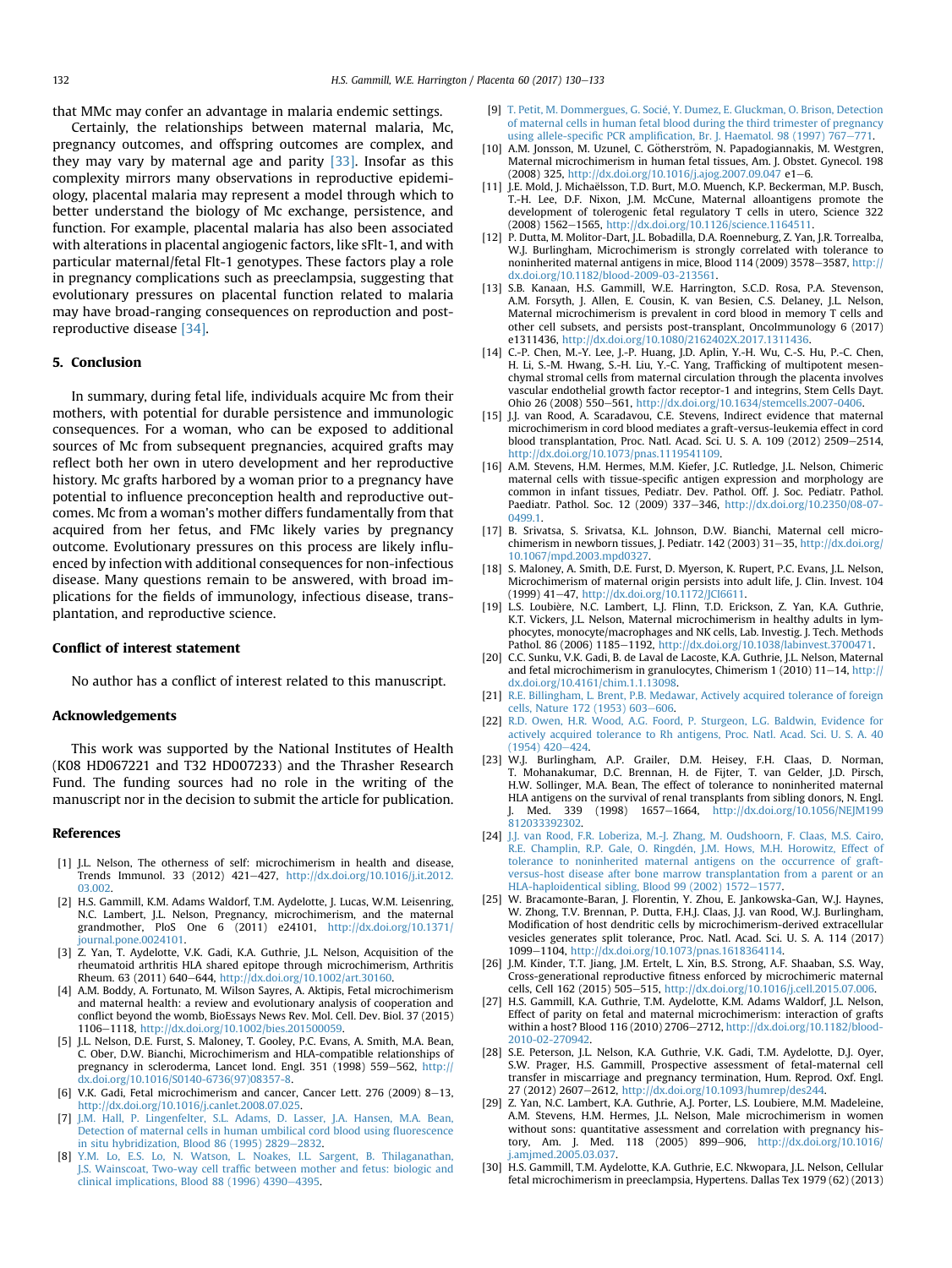that MMc may confer an advantage in malaria endemic settings.

Certainly, the relationships between maternal malaria, Mc, pregnancy outcomes, and offspring outcomes are complex, and they may vary by maternal age and parity [33]. Insofar as this complexity mirrors many observations in reproductive epidemiology, placental malaria may represent a model through which to better understand the biology of Mc exchange, persistence, and function. For example, placental malaria has also been associated with alterations in placental angiogenic factors, like sFlt-1, and with particular maternal/fetal Flt-1 genotypes. These factors play a role in pregnancy complications such as preeclampsia, suggesting that evolutionary pressures on placental function related to malaria may have broad-ranging consequences on reproduction and post-reproductive disease [34].

## 5. Conclusion

In summary, during fetal life, individuals acquire Mc from their mothers, with potential for durable persistence and immunologic consequences. For a woman, who can be exposed to additional sources of Mc from subsequent pregnancies, acquired grafts may reflect both her own in utero development and her reproductive history. Mc grafts harbored by a woman prior to a pregnancy have potential to influence preconception health and reproductive outcomes. Mc from a woman's mother differs fundamentally from that acquired from her fetus, and FMc likely varies by pregnancy outcome. Evolutionary pressures on this process are likely influenced by infection with additional consequences for non-infectious disease. Many questions remain to be answered, with broad implications for the fields of immunology, infectious disease, transplantation, and reproductive science.

## Conflict of interest statement

No author has a conflict of interest related to this manuscript.

## Acknowledgements

This work was supported by the National Institutes of Health (K08 HD067221 and T32 HD007233) and the Thrasher Research Fund. The funding sources had no role in the writing of the manuscript nor in the decision to submit the article for publication.

## References

[1] J.L. Nelson, The otherness of self: microchimerism in health and disease, Trends Immunol. 33 (2012) 421–427, http://dx.doi.org/10.1016/j.it.2012.03.002.

[2] H.S. Gammill, K.M. Adams Waldorf, T.M. Aydelotte, J. Lucas, W.M. Leisenring, N.C. Lambert, J.L. Nelson, Pregnancy, microchimerism, and the maternal grandmother, PloS One 6 (2011) e24101, http://dx.doi.org/10.1371/journal.pone.0024101.

[3] Z. Yan, T. Aydelotte, V.K. Gadi, K.A. Guthrie, J.L. Nelson, Acquisition of the rheumatoid arthritis HLA shared epitope through microchimerism, Arthritis Rheum. 63 (2011) 640–644, http://dx.doi.org/10.1002/art.30160.

[4] A.M. Boddy, A. Fortunato, M. Wilson Sayres, A. Aktipis, Fetal microchimerism and maternal health: a review and evolutionary analysis of cooperation and conflict beyond the womb, BioEssays News Rev. Mol. Cell. Dev. Biol. 37 (2015) 1106–1118, http://dx.doi.org/10.1002/bies.201500059.

[5] J.L. Nelson, D.E. Furst, S. Maloney, T. Gooley, P.C. Evans, A. Smith, M.A. Bean, C. Ober, D.W. Bianchi, Microchimerism and HLA-compatible relationships of pregnancy in scleroderma, Lancet lond. Engl. 351 (1998) 559–562, http://dx.doi.org/10.1016/S0140-6736(97)08357-8.

[6] V.K. Gadi, Fetal microchimerism and cancer, Cancer Lett. 276 (2009) 8–13, http://dx.doi.org/10.1016/j.canlet.2008.07.025.

[7] J.M. Hall, P. Lingenfelter, S.L. Adams, D. Lasser, J.A. Hansen, M.A. Bean, Detection of maternal cells in human umbilical cord blood using fluorescence in situ hybridization, Blood 86 (1995) 2829–2832.

[8] Y.M. Lo, E.S. Lo, N. Watson, L. Noakes, I.L. Sargent, B. Thilaganathan, J.S. Wainscoat, Two-way cell traffic between mother and fetus: biologic and clinical implications, Blood 88 (1996) 4390–4395.

[9] T. Petit, M. Dommergues, G. Socié, Y. Dumez, E. Gluckman, O. Brison, Detection of maternal cells in human fetal blood during the third trimester of pregnancy using allele-specific PCR amplification, Br. J. Haematol. 98 (1997) 767–771.

[10] A.M. Jonsson, M. Uzunel, C. Götherström, N. Papadogiannakis, M. Westgren, Maternal microchimerism in human fetal tissues, Am. J. Obstet. Gynecol. 198 (2008) 325, http://dx.doi.org/10.1016/j.ajog.2007.09.047 e1–6.

[11] J.E. Mold, J. Michaëlsson, T.D. Burt, M.O. Muench, K.P. Beckerman, M.P. Busch, T.-H. Lee, D.F. Nixon, J.M. McCune, Maternal alloantigens promote the development of tolerogenic fetal regulatory T cells in utero, Science 322 (2008) 1562–1565, http://dx.doi.org/10.1126/science.1164511.

[12] P. Dutta, M. Molitor-Dart, J.L. Bobadilla, D.A. Roenneburg, Z. Yan, J.R. Torrealba, W.J. Burlingham, Microchimerism is strongly correlated with tolerance to noninherited maternal antigens in mice, Blood 114 (2009) 3578–3587, http://dx.doi.org/10.1182/blood-2009-03-213561.

[13] S.B. Kanaan, H.S. Gammill, W.E. Harrington, S.C.D. Rosa, P.A. Stevenson, A.M. Forsyth, J. Allen, E. Cousin, K. van Besien, C.S. Delaney, J.L. Nelson, Maternal microchimerism is prevalent in cord blood in memory T cells and other cell subsets, and persists post-transplant, OncoImmunology 6 (2017) e1311436, http://dx.doi.org/10.1080/2162402X.2017.1311436.

[14] C.-P. Chen, M.-Y. Lee, J.-P. Huang, J.D. Aplin, Y.-H. Wu, C.-S. Hu, P.-C. Chen, H. Li, S.-M. Hwang, S.-H. Liu, Y.-C. Yang, Trafficking of multipotent mesenchymal stromal cells from maternal circulation through the placenta involves vascular endothelial growth factor receptor-1 and integrins, Stem Cells Dayt. Ohio 26 (2008) 550–561, http://dx.doi.org/10.1634/stemcells.2007-0406.

[15] J.J. van Rood, A. Scaradavou, C.E. Stevens, Indirect evidence that maternal microchimerism in cord blood mediates a graft-versus-leukemia effect in cord blood transplantation, Proc. Natl. Acad. Sci. U. S. A. 109 (2012) 2509–2514, http://dx.doi.org/10.1073/pnas.1119541109.

[16] A.M. Stevens, H.M. Hermes, M.M. Kiefer, J.C. Rutledge, J.L. Nelson, Chimeric maternal cells with tissue-specific antigen expression and morphology are common in infant tissues, Pediatr. Dev. Pathol. Off. J. Soc. Pediatr. Pathol. Paediatr. Pathol. Soc. 12 (2009) 337–346, http://dx.doi.org/10.2350/08-07-0499.1.

[17] B. Srivatsa, S. Srivatsa, K.L. Johnson, D.W. Bianchi, Maternal cell microchimerism in newborn tissues, J. Pediatr. 142 (2003) 31–35, http://dx.doi.org/10.1067/mpd.2003.mpd0327.

[18] S. Maloney, A. Smith, D.E. Furst, D. Myerson, K. Rupert, P.C. Evans, J.L. Nelson, Microchimerism of maternal origin persists into adult life, J. Clin. Invest. 104 (1999) 41–47, http://dx.doi.org/10.1172/JCI6611.

[19] L.S. Loubière, N.C. Lambert, L.J. Flinn, T.D. Erickson, Z. Yan, K.A. Guthrie, K.T. Vickers, J.L. Nelson, Maternal microchimerism in healthy adults in lymphocytes, monocyte/macrophages and NK cells, Lab. Investig. J. Tech. Methods Pathol. 86 (2006) 1185–1192, http://dx.doi.org/10.1038/labinvest.3700471.

[20] C.C. Sunku, V.K. Gadi, B. de Laval de Lacoste, K.A. Guthrie, J.L. Nelson, Maternal and fetal microchimerism in granulocytes, Chimerism 1 (2010) 11–14, http://dx.doi.org/10.4161/chim.1.1.13098.

[21] R.E. Billingham, L. Brent, P.B. Medawar, Actively acquired tolerance of foreign cells, Nature 172 (1953) 603–606.

[22] R.D. Owen, H.R. Wood, A.G. Foord, P. Sturgeon, L.G. Baldwin, Evidence for actively acquired tolerance to Rh antigens, Proc. Natl. Acad. Sci. U. S. A. 40 (1954) 420–424.

[23] W.J. Burlingham, A.P. Grailer, D.M. Heisey, F.H. Claas, D. Norman, T. Mohanakumar, D.C. Brennan, H. de Fijter, T. van Gelder, J.D. Pirsch, H.W. Sollinger, M.A. Bean, The effect of tolerance to noninherited maternal HLA antigens on the survival of renal transplants from sibling donors, N. Engl. J. Med. 339 (1998) 1657–1664, http://dx.doi.org/10.1056/NEJM199812033392302.

[24] J.J. van Rood, F.R. Loberiza, M.-J. Zhang, M. Oudshoorn, F. Claas, M.S. Cairo, R.E. Champlin, R.P. Gale, O. Ringdén, J.M. Hows, M.H. Horowitz, Effect of tolerance to noninherited maternal antigens on the occurrence of graft-versus-host disease after bone marrow transplantation from a parent or an HLA-haploidentical sibling, Blood 99 (2002) 1572–1577.

[25] W. Bracamonte-Baran, J. Florentin, Y. Zhou, E. Jankowska-Gan, W.J. Haynes, W. Zhong, T.V. Brennan, P. Dutta, F.H.J. Claas, J.J. van Rood, W.J. Burlingham, Modification of host dendritic cells by microchimerism-derived extracellular vesicles generates split tolerance, Proc. Natl. Acad. Sci. U. S. A. 114 (2017) 1099–1104, http://dx.doi.org/10.1073/pnas.1618364114.

[26] J.M. Kinder, T.T. Jiang, J.M. Ertelt, L. Xin, B.S. Strong, A.F. Shaaban, S.S. Way, Cross-generational reproductive fitness enforced by microchimeric maternal cells, Cell 162 (2015) 505–515, http://dx.doi.org/10.1016/j.cell.2015.07.006.

[27] H.S. Gammill, K.A. Guthrie, T.M. Aydelotte, K.M. Adams Waldorf, J.L. Nelson, Effect of parity on fetal and maternal microchimerism: interaction of grafts within a host? Blood 116 (2010) 2706–2712, http://dx.doi.org/10.1182/blood-2010-02-270942.

[28] S.E. Peterson, J.L. Nelson, K.A. Guthrie, V.K. Gadi, T.M. Aydelotte, D.J. Oyer, S.W. Prager, H.S. Gammill, Prospective assessment of fetal-maternal cell transfer in miscarriage and pregnancy termination, Hum. Reprod. Oxf. Engl. 27 (2012) 2607–2612, http://dx.doi.org/10.1093/humrep/des244.

[29] Z. Yan, N.C. Lambert, K.A. Guthrie, A.J. Porter, L.S. Loubiere, M.M. Madeleine, A.M. Stevens, H.M. Hermes, J.L. Nelson, Male microchimerism in women without sons: quantitative assessment and correlation with pregnancy history, Am. J. Med. 118 (2005) 899–906, http://dx.doi.org/10.1016/j.amjmed.2005.03.037.

[30] H.S. Gammill, T.M. Aydelotte, K.A. Guthrie, E.C. Nkwopara, J.L. Nelson, Cellular fetal microchimerism in preeclampsia, Hypertens. Dallas Tex 1979 (62) (2013)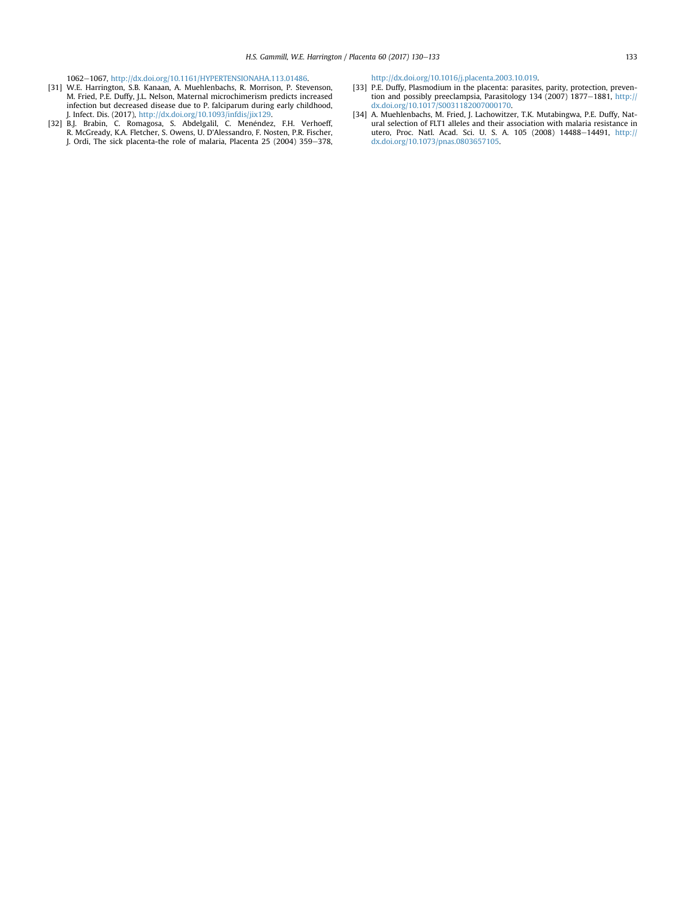1062–1067, http://dx.doi.org/10.1161/HYPERTENSIONAHA.113.01486.

[31] W.E. Harrington, S.B. Kanaan, A. Muehlenbachs, R. Morrison, P. Stevenson, M. Fried, P.E. Duffy, J.L. Nelson, Maternal microchimerism predicts increased infection but decreased disease due to P. falciparum during early childhood, J. Infect. Dis. (2017), http://dx.doi.org/10.1093/infdis/jix129.

[32] B.J. Brabin, C. Romagosa, S. Abdelgalil, C. Menéndez, F.H. Verhoeff, R. McGready, K.A. Fletcher, S. Owens, U. D'Alessandro, F. Nosten, P.R. Fischer, J. Ordi, The sick placenta-the role of malaria, Placenta 25 (2004) 359–378, http://dx.doi.org/10.1016/j.placenta.2003.10.019.

[33] P.E. Duffy, Plasmodium in the placenta: parasites, parity, protection, prevention and possibly preeclampsia, Parasitology 134 (2007) 1877–1881, http://dx.doi.org/10.1017/S0031182007000170.

[34] A. Muehlenbachs, M. Fried, J. Lachowitzer, T.K. Mutabingwa, P.E. Duffy, Natural selection of FLT1 alleles and their association with malaria resistance in utero, Proc. Natl. Acad. Sci. U. S. A. 105 (2008) 14488–14491, http://dx.doi.org/10.1073/pnas.0803657105.